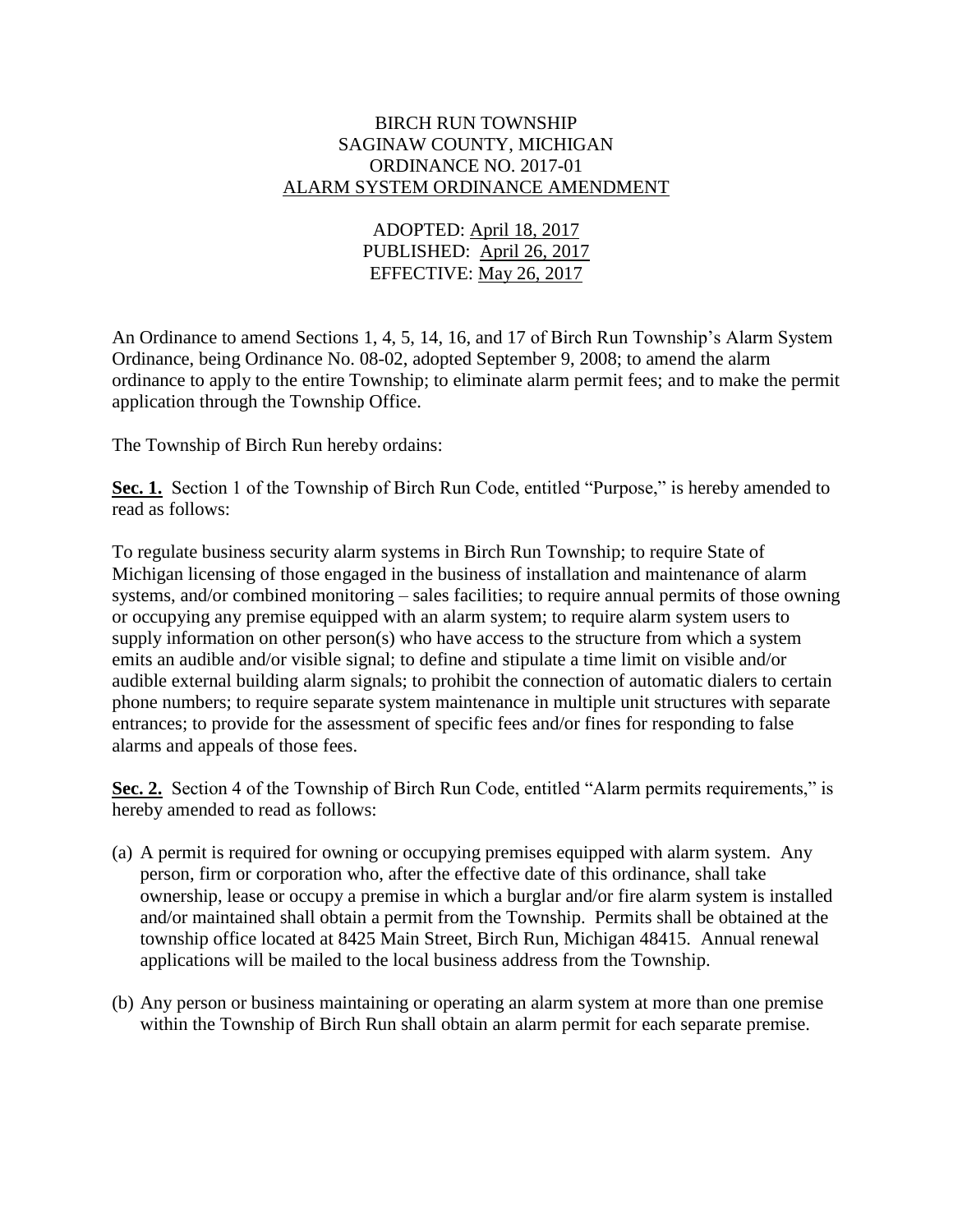BIRCH RUN TOWNSHIP
SAGINAW COUNTY, MICHIGAN
ORDINANCE NO. 2017-01
ALARM SYSTEM ORDINANCE AMENDMENT

ADOPTED: April 18, 2017
PUBLISHED: April 26, 2017
EFFECTIVE: May 26, 2017

An Ordinance to amend Sections 1, 4, 5, 14, 16, and 17 of Birch Run Township's Alarm System Ordinance, being Ordinance No. 08-02, adopted September 9, 2008; to amend the alarm ordinance to apply to the entire Township; to eliminate alarm permit fees; and to make the permit application through the Township Office.

The Township of Birch Run hereby ordains:

**Sec. 1.** Section 1 of the Township of Birch Run Code, entitled "Purpose," is hereby amended to read as follows:

To regulate business security alarm systems in Birch Run Township; to require State of Michigan licensing of those engaged in the business of installation and maintenance of alarm systems, and/or combined monitoring – sales facilities; to require annual permits of those owning or occupying any premise equipped with an alarm system; to require alarm system users to supply information on other person(s) who have access to the structure from which a system emits an audible and/or visible signal; to define and stipulate a time limit on visible and/or audible external building alarm signals; to prohibit the connection of automatic dialers to certain phone numbers; to require separate system maintenance in multiple unit structures with separate entrances; to provide for the assessment of specific fees and/or fines for responding to false alarms and appeals of those fees.

**Sec. 2.** Section 4 of the Township of Birch Run Code, entitled "Alarm permits requirements," is hereby amended to read as follows:

(a) A permit is required for owning or occupying premises equipped with alarm system. Any person, firm or corporation who, after the effective date of this ordinance, shall take ownership, lease or occupy a premise in which a burglar and/or fire alarm system is installed and/or maintained shall obtain a permit from the Township. Permits shall be obtained at the township office located at 8425 Main Street, Birch Run, Michigan 48415. Annual renewal applications will be mailed to the local business address from the Township.

(b) Any person or business maintaining or operating an alarm system at more than one premise within the Township of Birch Run shall obtain an alarm permit for each separate premise.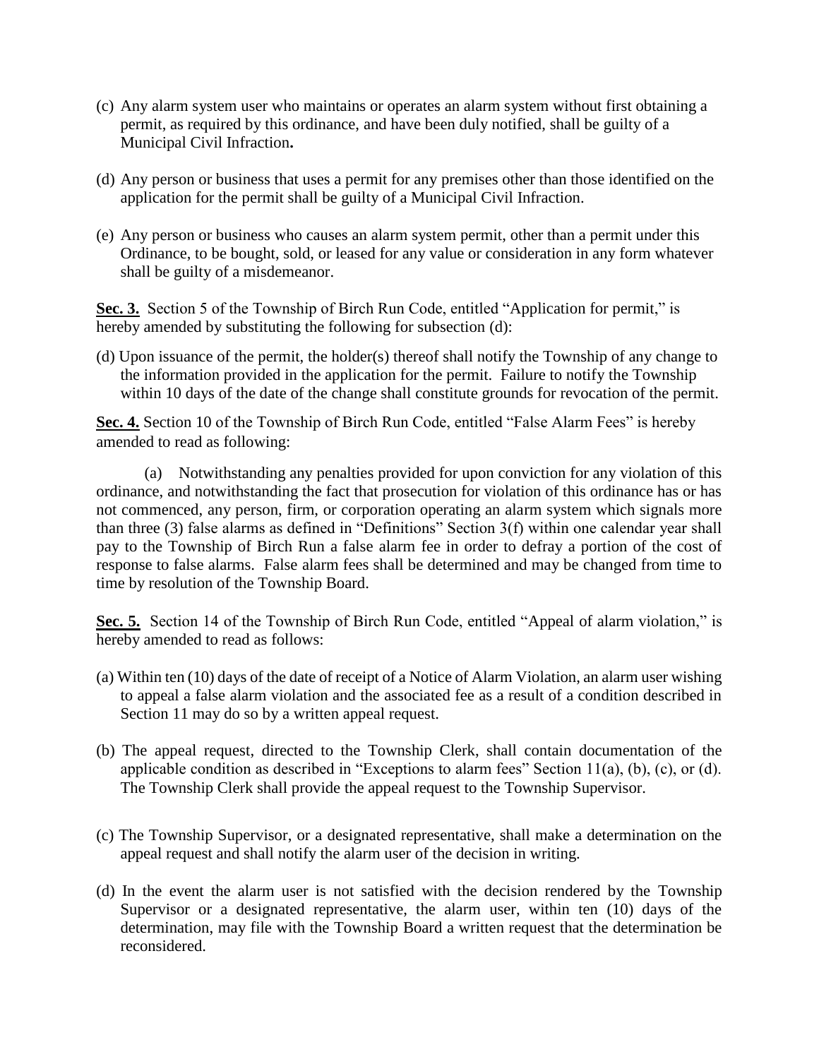(c) Any alarm system user who maintains or operates an alarm system without first obtaining a permit, as required by this ordinance, and have been duly notified, shall be guilty of a Municipal Civil Infraction**.**

(d) Any person or business that uses a permit for any premises other than those identified on the application for the permit shall be guilty of a Municipal Civil Infraction.

(e) Any person or business who causes an alarm system permit, other than a permit under this Ordinance, to be bought, sold, or leased for any value or consideration in any form whatever shall be guilty of a misdemeanor.

**Sec. 3.** Section 5 of the Township of Birch Run Code, entitled "Application for permit," is hereby amended by substituting the following for subsection (d):

(d) Upon issuance of the permit, the holder(s) thereof shall notify the Township of any change to the information provided in the application for the permit. Failure to notify the Township within 10 days of the date of the change shall constitute grounds for revocation of the permit.

**Sec. 4.** Section 10 of the Township of Birch Run Code, entitled "False Alarm Fees" is hereby amended to read as following:

(a) Notwithstanding any penalties provided for upon conviction for any violation of this ordinance, and notwithstanding the fact that prosecution for violation of this ordinance has or has not commenced, any person, firm, or corporation operating an alarm system which signals more than three (3) false alarms as defined in "Definitions" Section 3(f) within one calendar year shall pay to the Township of Birch Run a false alarm fee in order to defray a portion of the cost of response to false alarms. False alarm fees shall be determined and may be changed from time to time by resolution of the Township Board.

**Sec. 5.** Section 14 of the Township of Birch Run Code, entitled "Appeal of alarm violation," is hereby amended to read as follows:

(a) Within ten (10) days of the date of receipt of a Notice of Alarm Violation, an alarm user wishing to appeal a false alarm violation and the associated fee as a result of a condition described in Section 11 may do so by a written appeal request.

(b) The appeal request, directed to the Township Clerk, shall contain documentation of the applicable condition as described in "Exceptions to alarm fees" Section 11(a), (b), (c), or (d). The Township Clerk shall provide the appeal request to the Township Supervisor.

(c) The Township Supervisor, or a designated representative, shall make a determination on the appeal request and shall notify the alarm user of the decision in writing.

(d) In the event the alarm user is not satisfied with the decision rendered by the Township Supervisor or a designated representative, the alarm user, within ten (10) days of the determination, may file with the Township Board a written request that the determination be reconsidered.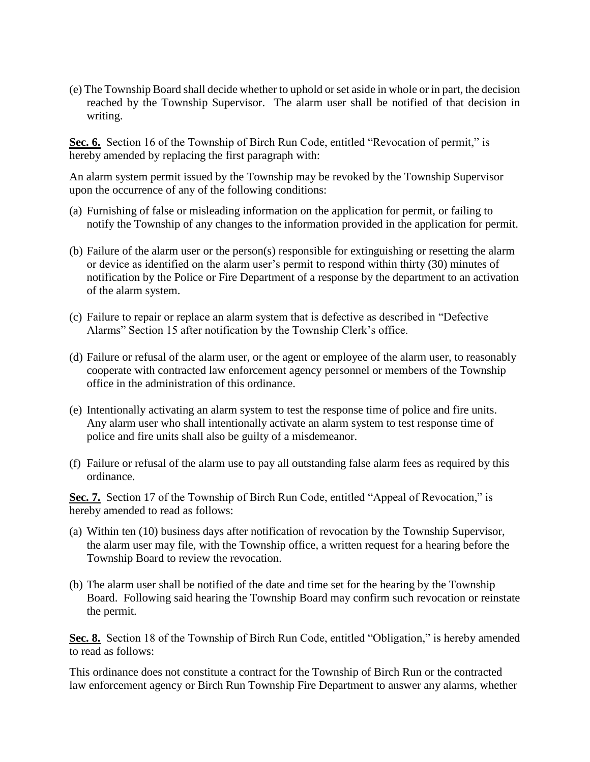(e) The Township Board shall decide whether to uphold or set aside in whole or in part, the decision reached by the Township Supervisor. The alarm user shall be notified of that decision in writing.

**Sec. 6.** Section 16 of the Township of Birch Run Code, entitled "Revocation of permit," is hereby amended by replacing the first paragraph with:

An alarm system permit issued by the Township may be revoked by the Township Supervisor upon the occurrence of any of the following conditions:

(a) Furnishing of false or misleading information on the application for permit, or failing to notify the Township of any changes to the information provided in the application for permit.

(b) Failure of the alarm user or the person(s) responsible for extinguishing or resetting the alarm or device as identified on the alarm user's permit to respond within thirty (30) minutes of notification by the Police or Fire Department of a response by the department to an activation of the alarm system.

(c) Failure to repair or replace an alarm system that is defective as described in "Defective Alarms" Section 15 after notification by the Township Clerk's office.

(d) Failure or refusal of the alarm user, or the agent or employee of the alarm user, to reasonably cooperate with contracted law enforcement agency personnel or members of the Township office in the administration of this ordinance.

(e) Intentionally activating an alarm system to test the response time of police and fire units. Any alarm user who shall intentionally activate an alarm system to test response time of police and fire units shall also be guilty of a misdemeanor.

(f) Failure or refusal of the alarm use to pay all outstanding false alarm fees as required by this ordinance.

**Sec. 7.** Section 17 of the Township of Birch Run Code, entitled "Appeal of Revocation," is hereby amended to read as follows:

(a) Within ten (10) business days after notification of revocation by the Township Supervisor, the alarm user may file, with the Township office, a written request for a hearing before the Township Board to review the revocation.

(b) The alarm user shall be notified of the date and time set for the hearing by the Township Board. Following said hearing the Township Board may confirm such revocation or reinstate the permit.

**Sec. 8.** Section 18 of the Township of Birch Run Code, entitled "Obligation," is hereby amended to read as follows:

This ordinance does not constitute a contract for the Township of Birch Run or the contracted law enforcement agency or Birch Run Township Fire Department to answer any alarms, whether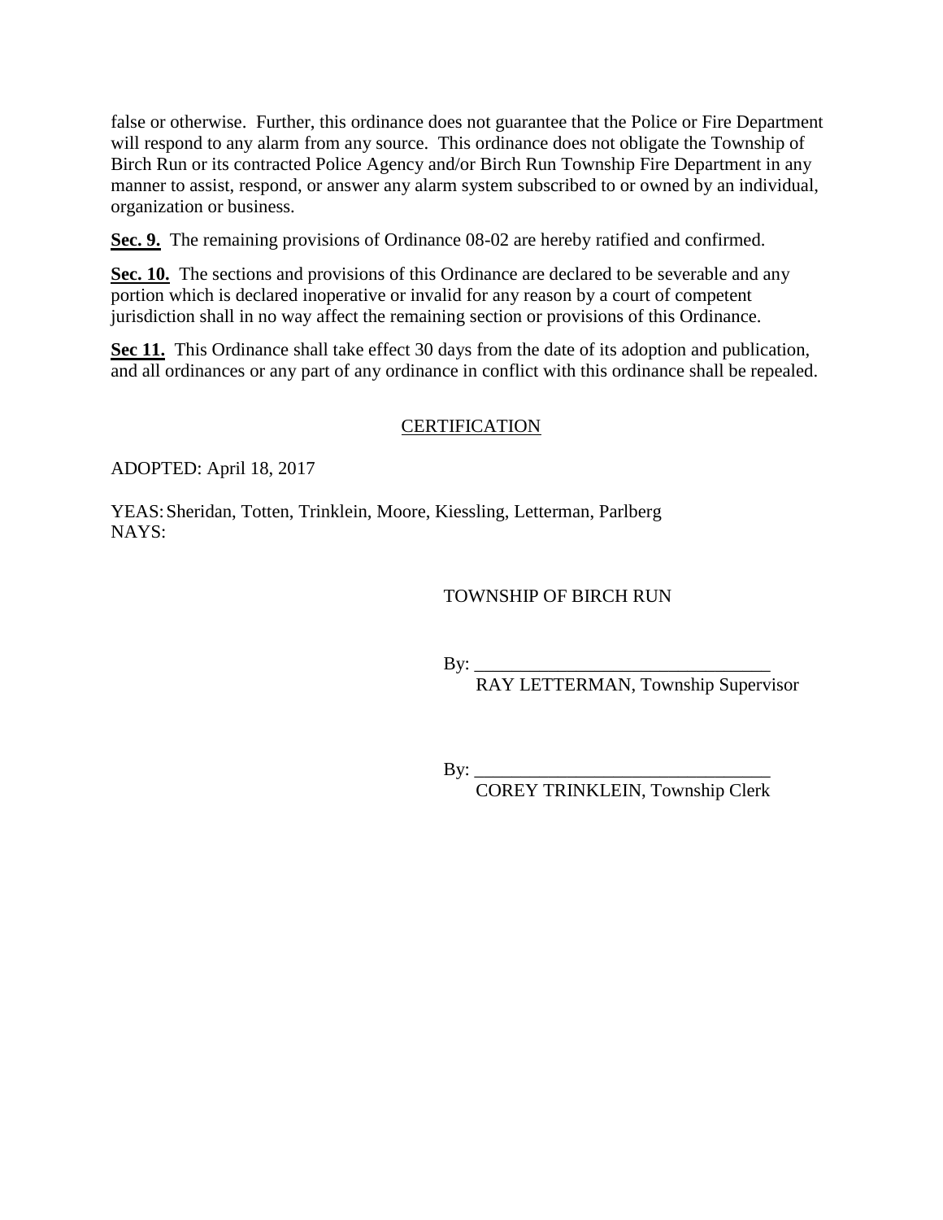false or otherwise. Further, this ordinance does not guarantee that the Police or Fire Department will respond to any alarm from any source. This ordinance does not obligate the Township of Birch Run or its contracted Police Agency and/or Birch Run Township Fire Department in any manner to assist, respond, or answer any alarm system subscribed to or owned by an individual, organization or business.

**Sec. 9.** The remaining provisions of Ordinance 08-02 are hereby ratified and confirmed.

**Sec. 10.** The sections and provisions of this Ordinance are declared to be severable and any portion which is declared inoperative or invalid for any reason by a court of competent jurisdiction shall in no way affect the remaining section or provisions of this Ordinance.

**Sec 11.** This Ordinance shall take effect 30 days from the date of its adoption and publication, and all ordinances or any part of any ordinance in conflict with this ordinance shall be repealed.

CERTIFICATION

ADOPTED: April 18, 2017

YEAS: Sheridan, Totten, Trinklein, Moore, Kiessling, Letterman, Parlberg
NAYS:

TOWNSHIP OF BIRCH RUN

By: ________________________________
RAY LETTERMAN, Township Supervisor

By: ________________________________
COREY TRINKLEIN, Township Clerk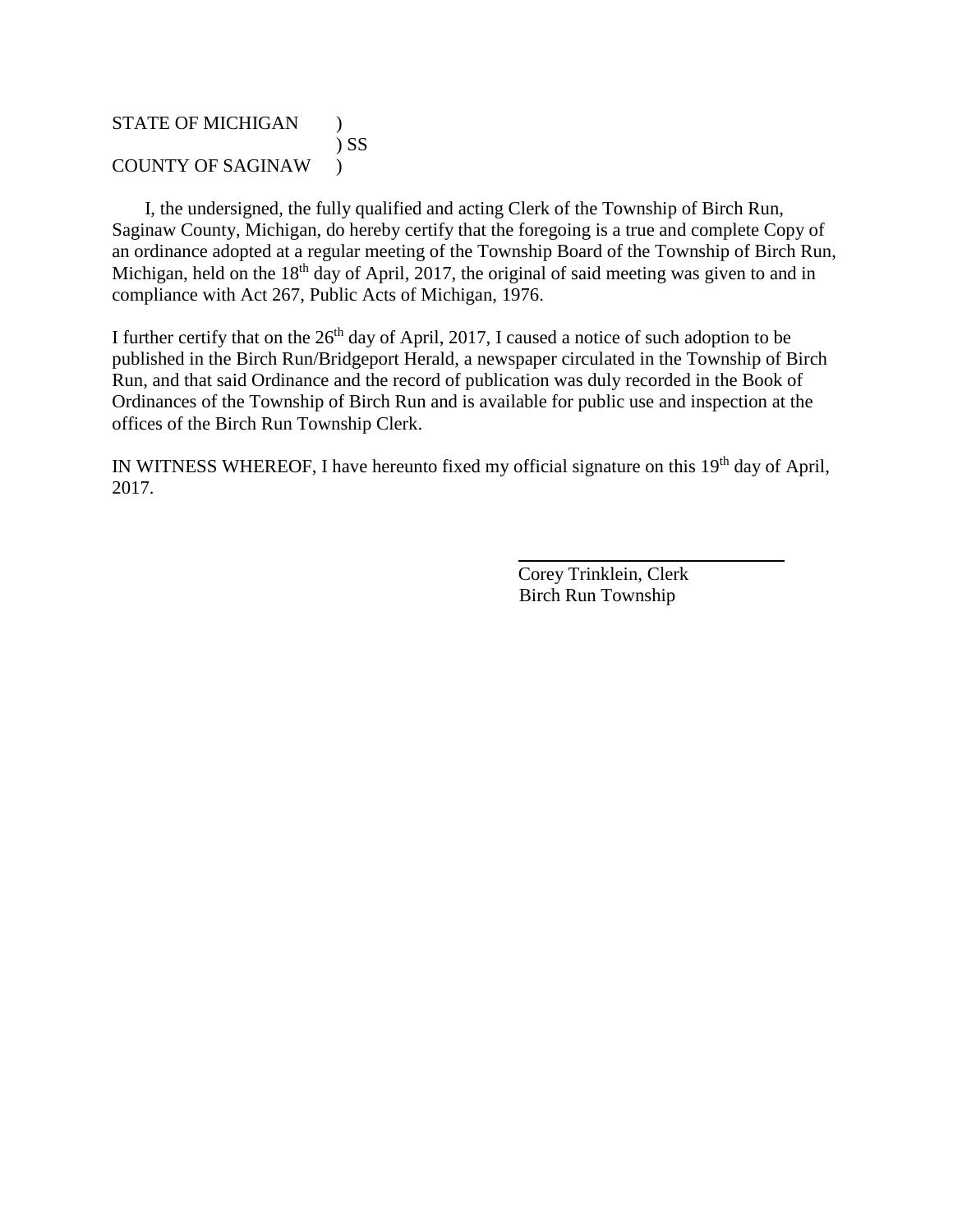STATE OF MICHIGAN )
) SS
COUNTY OF SAGINAW )

I, the undersigned, the fully qualified and acting Clerk of the Township of Birch Run, Saginaw County, Michigan, do hereby certify that the foregoing is a true and complete Copy of an ordinance adopted at a regular meeting of the Township Board of the Township of Birch Run, Michigan, held on the 18th day of April, 2017, the original of said meeting was given to and in compliance with Act 267, Public Acts of Michigan, 1976.

I further certify that on the 26th day of April, 2017, I caused a notice of such adoption to be published in the Birch Run/Bridgeport Herald, a newspaper circulated in the Township of Birch Run, and that said Ordinance and the record of publication was duly recorded in the Book of Ordinances of the Township of Birch Run and is available for public use and inspection at the offices of the Birch Run Township Clerk.

IN WITNESS WHEREOF, I have hereunto fixed my official signature on this 19th day of April, 2017.

Corey Trinklein, Clerk
Birch Run Township